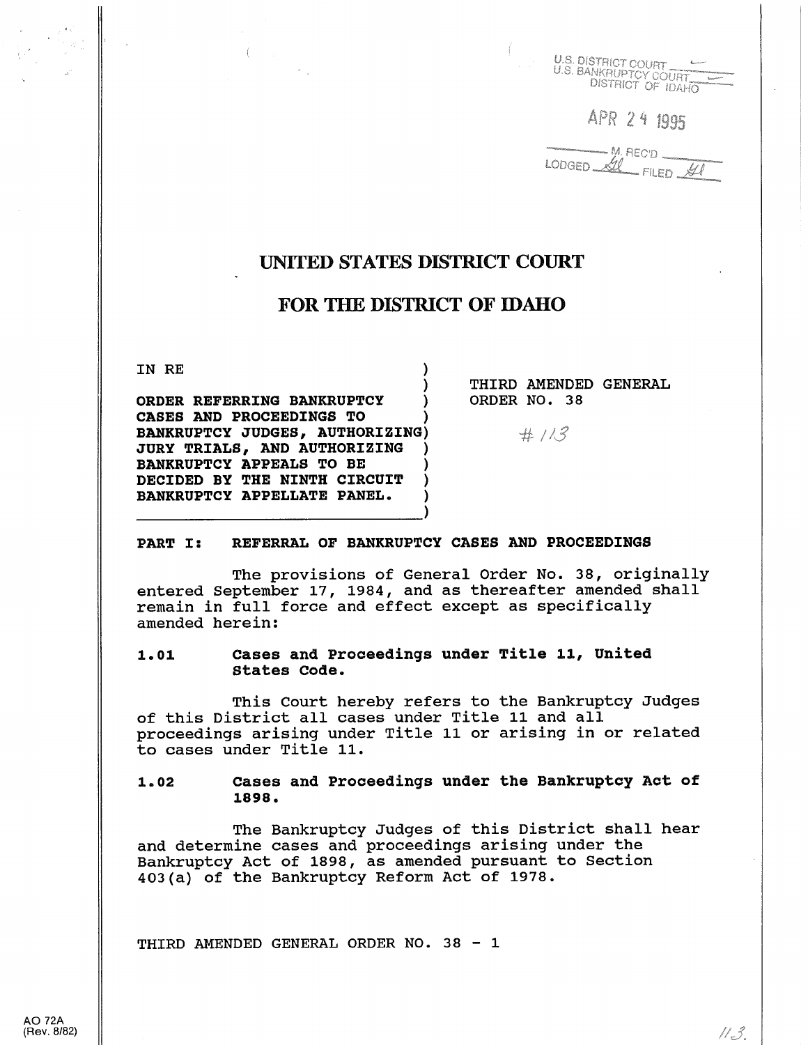U.S. DISTRICT COURT
U.S. BANKRUPTCY COURT
DISTRICT OF IDAHO

APR 24 1995

M. REC'D
LODGED ___ FILED ___

# UNITED STATES DISTRICT COURT

# FOR THE DISTRICT OF IDAHO

IN RE

**ORDER REFERRING BANKRUPTCY CASES AND PROCEEDINGS TO BANKRUPTCY JUDGES, AUTHORIZING JURY TRIALS, AND AUTHORIZING BANKRUPTCY APPEALS TO BE DECIDED BY THE NINTH CIRCUIT BANKRUPTCY APPELLATE PANEL.**

THIRD AMENDED GENERAL ORDER NO. 38

#113

## PART I: REFERRAL OF BANKRUPTCY CASES AND PROCEEDINGS

The provisions of General Order No. 38, originally entered September 17, 1984, and as thereafter amended shall remain in full force and effect except as specifically amended herein:

### 1.01 Cases and Proceedings under Title 11, United States Code.

This Court hereby refers to the Bankruptcy Judges of this District all cases under Title 11 and all proceedings arising under Title 11 or arising in or related to cases under Title 11.

### 1.02 Cases and Proceedings under the Bankruptcy Act of 1898.

The Bankruptcy Judges of this District shall hear and determine cases and proceedings arising under the Bankruptcy Act of 1898, as amended pursuant to Section 403(a) of the Bankruptcy Reform Act of 1978.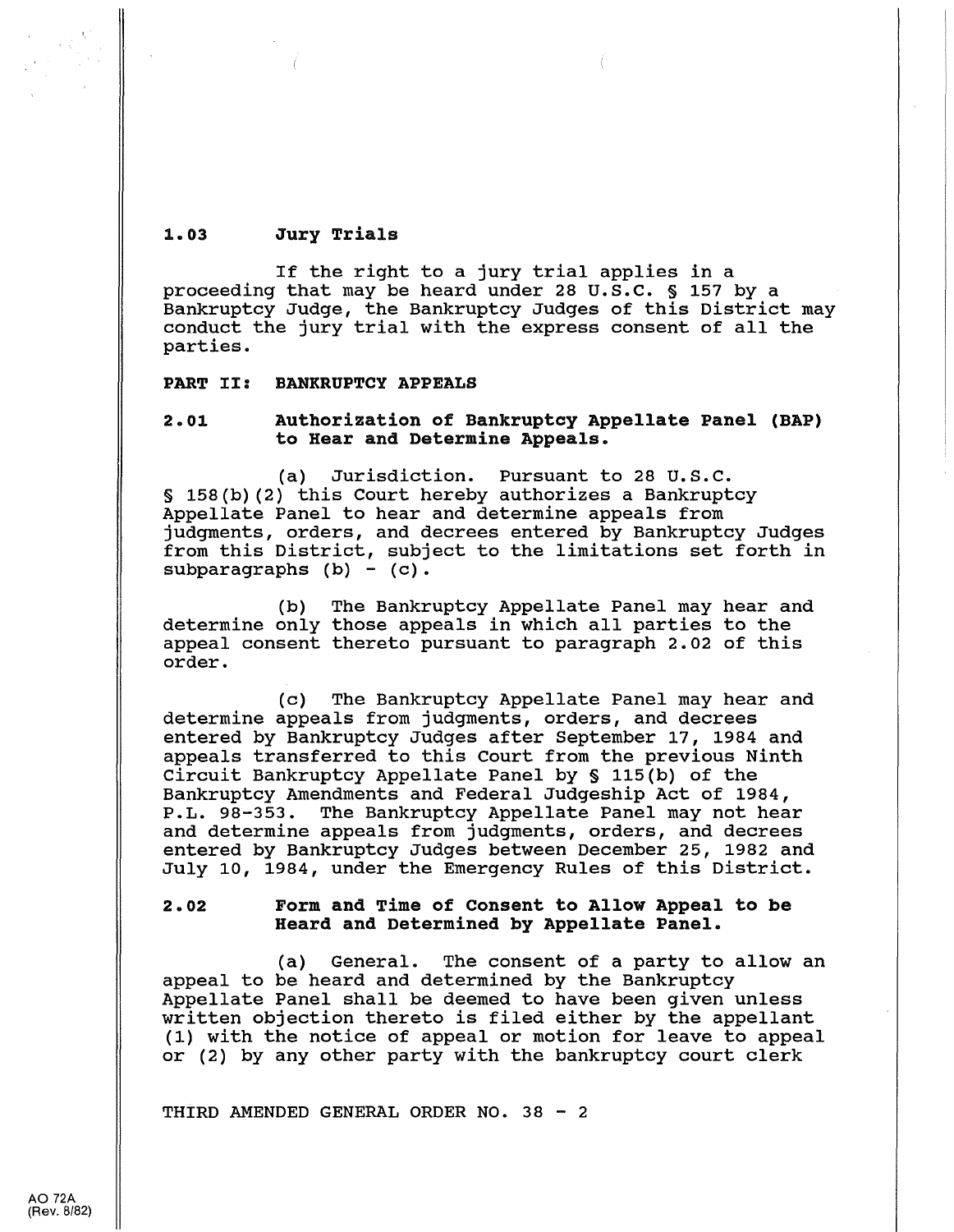### 1.03 Jury Trials

If the right to a jury trial applies in a proceeding that may be heard under 28 U.S.C. § 157 by a Bankruptcy Judge, the Bankruptcy Judges of this District may conduct the jury trial with the express consent of all the parties.

## PART II: BANKRUPTCY APPEALS

### 2.01 Authorization of Bankruptcy Appellate Panel (BAP) to Hear and Determine Appeals.

(a) Jurisdiction. Pursuant to 28 U.S.C. § 158(b)(2) this Court hereby authorizes a Bankruptcy Appellate Panel to hear and determine appeals from judgments, orders, and decrees entered by Bankruptcy Judges from this District, subject to the limitations set forth in subparagraphs (b) - (c).

(b) The Bankruptcy Appellate Panel may hear and determine only those appeals in which all parties to the appeal consent thereto pursuant to paragraph 2.02 of this order.

(c) The Bankruptcy Appellate Panel may hear and determine appeals from judgments, orders, and decrees entered by Bankruptcy Judges after September 17, 1984 and appeals transferred to this Court from the previous Ninth Circuit Bankruptcy Appellate Panel by § 115(b) of the Bankruptcy Amendments and Federal Judgeship Act of 1984, P.L. 98-353. The Bankruptcy Appellate Panel may not hear and determine appeals from judgments, orders, and decrees entered by Bankruptcy Judges between December 25, 1982 and July 10, 1984, under the Emergency Rules of this District.

### 2.02 Form and Time of Consent to Allow Appeal to be Heard and Determined by Appellate Panel.

(a) General. The consent of a party to allow an appeal to be heard and determined by the Bankruptcy Appellate Panel shall be deemed to have been given unless written objection thereto is filed either by the appellant (1) with the notice of appeal or motion for leave to appeal or (2) by any other party with the bankruptcy court clerk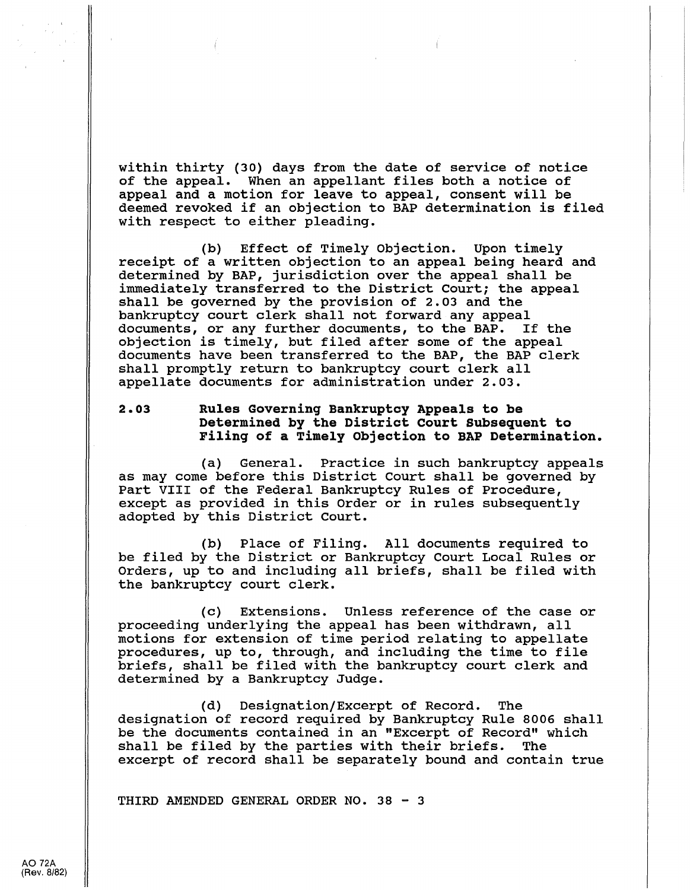within thirty (30) days from the date of service of notice of the appeal. When an appellant files both a notice of appeal and a motion for leave to appeal, consent will be deemed revoked if an objection to BAP determination is filed with respect to either pleading.

(b) Effect of Timely Objection. Upon timely receipt of a written objection to an appeal being heard and determined by BAP, jurisdiction over the appeal shall be immediately transferred to the District Court; the appeal shall be governed by the provision of 2.03 and the bankruptcy court clerk shall not forward any appeal documents, or any further documents, to the BAP. If the objection is timely, but filed after some of the appeal documents have been transferred to the BAP, the BAP clerk shall promptly return to bankruptcy court clerk all appellate documents for administration under 2.03.

**2.03 Rules Governing Bankruptcy Appeals to be Determined by the District Court Subsequent to Filing of a Timely Objection to BAP Determination.**

(a) General. Practice in such bankruptcy appeals as may come before this District Court shall be governed by Part VIII of the Federal Bankruptcy Rules of Procedure, except as provided in this Order or in rules subsequently adopted by this District Court.

(b) Place of Filing. All documents required to be filed by the District or Bankruptcy Court Local Rules or Orders, up to and including all briefs, shall be filed with the bankruptcy court clerk.

(c) Extensions. Unless reference of the case or proceeding underlying the appeal has been withdrawn, all motions for extension of time period relating to appellate procedures, up to, through, and including the time to file briefs, shall be filed with the bankruptcy court clerk and determined by a Bankruptcy Judge.

(d) Designation/Excerpt of Record. The designation of record required by Bankruptcy Rule 8006 shall be the documents contained in an "Excerpt of Record" which shall be filed by the parties with their briefs. The excerpt of record shall be separately bound and contain true

THIRD AMENDED GENERAL ORDER NO. 38 - 3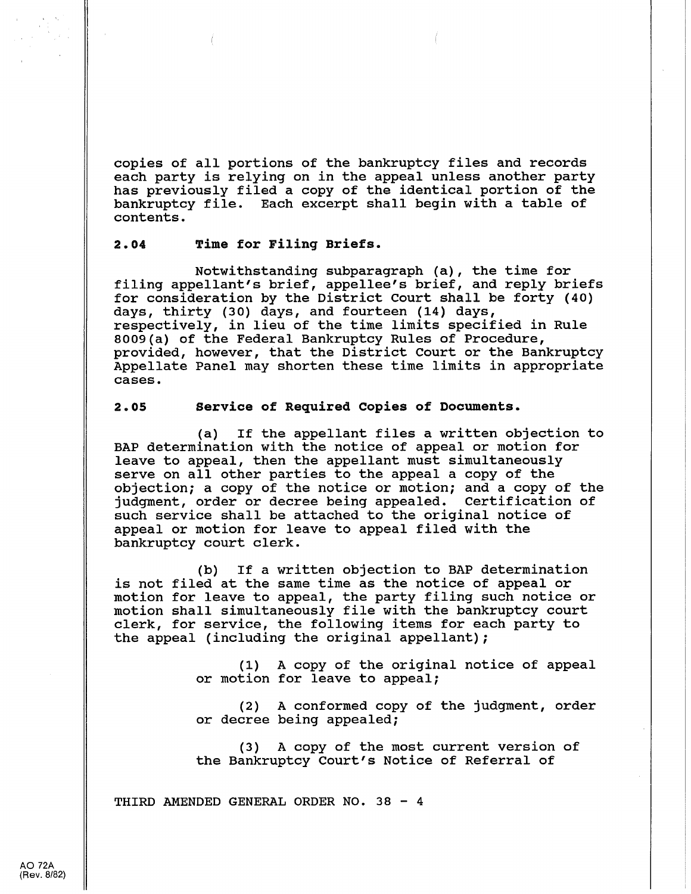copies of all portions of the bankruptcy files and records each party is relying on in the appeal unless another party has previously filed a copy of the identical portion of the bankruptcy file. Each excerpt shall begin with a table of contents.

**2.04 Time for Filing Briefs.**

Notwithstanding subparagraph (a), the time for filing appellant's brief, appellee's brief, and reply briefs for consideration by the District Court shall be forty (40) days, thirty (30) days, and fourteen (14) days, respectively, in lieu of the time limits specified in Rule 8009(a) of the Federal Bankruptcy Rules of Procedure, provided, however, that the District Court or the Bankruptcy Appellate Panel may shorten these time limits in appropriate cases.

**2.05 Service of Required Copies of Documents.**

(a) If the appellant files a written objection to BAP determination with the notice of appeal or motion for leave to appeal, then the appellant must simultaneously serve on all other parties to the appeal a copy of the objection; a copy of the notice or motion; and a copy of the judgment, order or decree being appealed. Certification of such service shall be attached to the original notice of appeal or motion for leave to appeal filed with the bankruptcy court clerk.

(b) If a written objection to BAP determination is not filed at the same time as the notice of appeal or motion for leave to appeal, the party filing such notice or motion shall simultaneously file with the bankruptcy court clerk, for service, the following items for each party to the appeal (including the original appellant);

(1) A copy of the original notice of appeal or motion for leave to appeal;

(2) A conformed copy of the judgment, order or decree being appealed;

(3) A copy of the most current version of the Bankruptcy Court's Notice of Referral of

THIRD AMENDED GENERAL ORDER NO. 38 - 4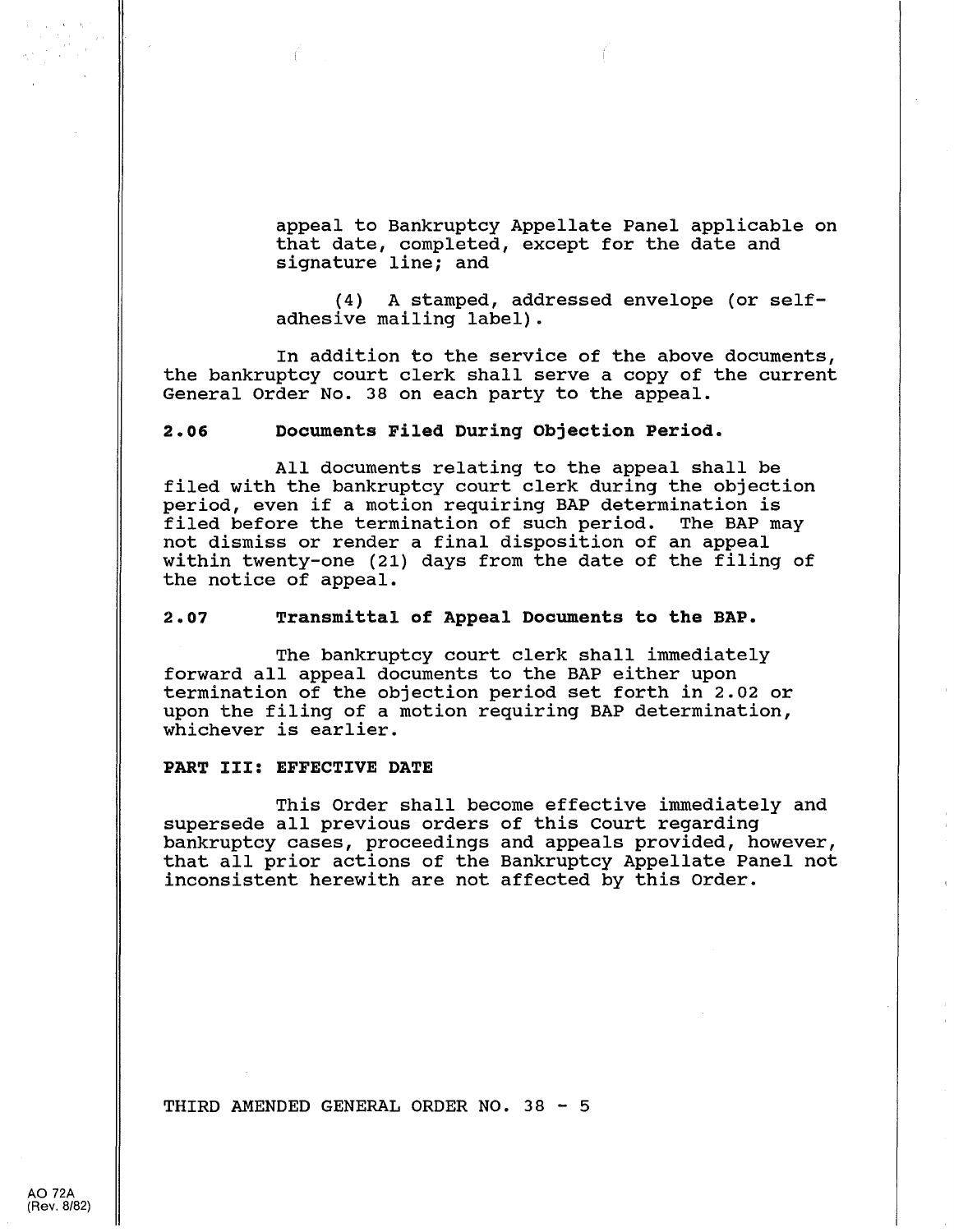appeal to Bankruptcy Appellate Panel applicable on that date, completed, except for the date and signature line; and

(4) A stamped, addressed envelope (or self-adhesive mailing label).

In addition to the service of the above documents, the bankruptcy court clerk shall serve a copy of the current General Order No. 38 on each party to the appeal.

**2.06 Documents Filed During Objection Period.**

All documents relating to the appeal shall be filed with the bankruptcy court clerk during the objection period, even if a motion requiring BAP determination is filed before the termination of such period. The BAP may not dismiss or render a final disposition of an appeal within twenty-one (21) days from the date of the filing of the notice of appeal.

**2.07 Transmittal of Appeal Documents to the BAP.**

The bankruptcy court clerk shall immediately forward all appeal documents to the BAP either upon termination of the objection period set forth in 2.02 or upon the filing of a motion requiring BAP determination, whichever is earlier.

**PART III: EFFECTIVE DATE**

This Order shall become effective immediately and supersede all previous orders of this Court regarding bankruptcy cases, proceedings and appeals provided, however, that all prior actions of the Bankruptcy Appellate Panel not inconsistent herewith are not affected by this Order.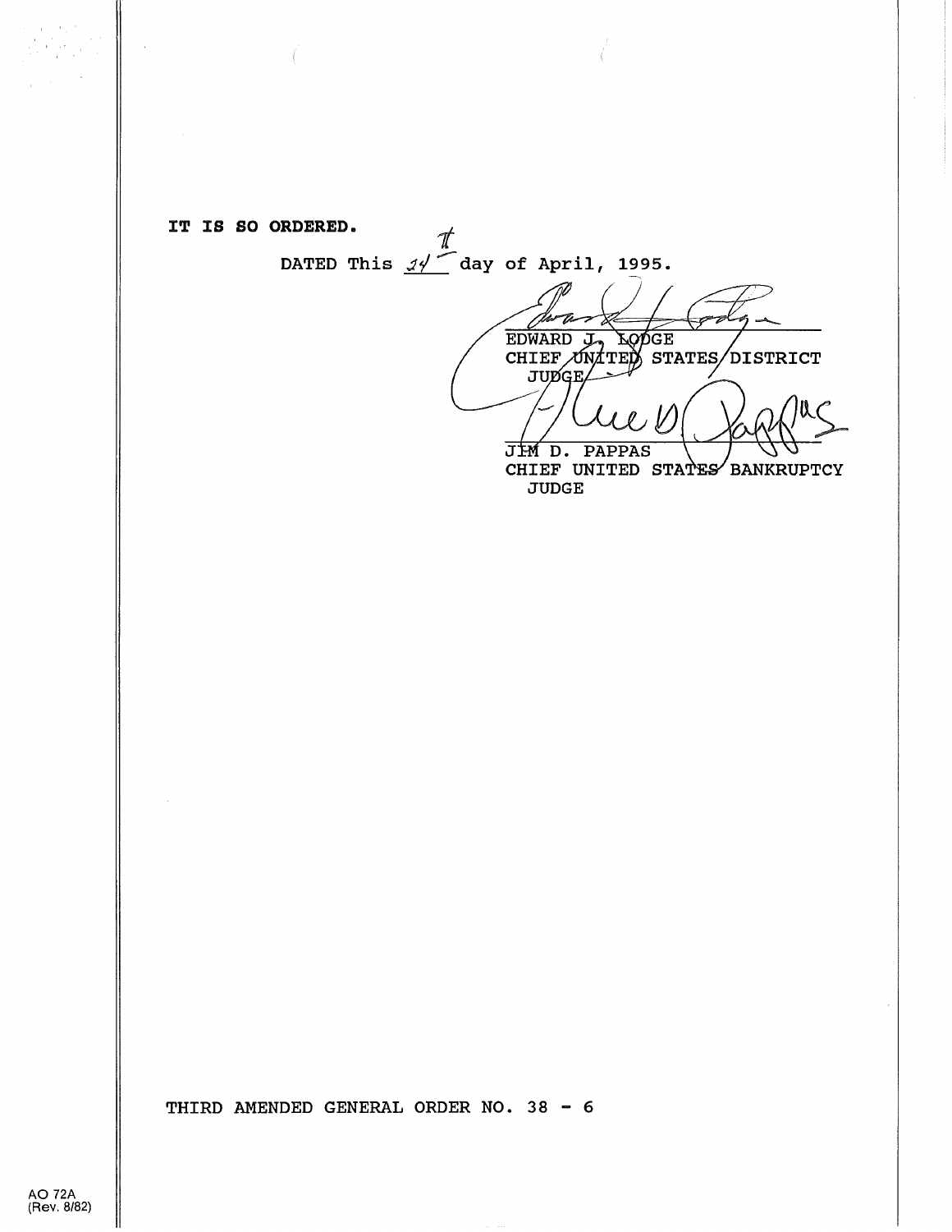**IT IS SO ORDERED.**

DATED This 24th day of April, 1995.

EDWARD J. LODGE
CHIEF UNITED STATES DISTRICT JUDGE

JIM D. PAPPAS
CHIEF UNITED STATES BANKRUPTCY JUDGE

THIRD AMENDED GENERAL ORDER NO. 38 - 6

AO 72A
(Rev. 8/82)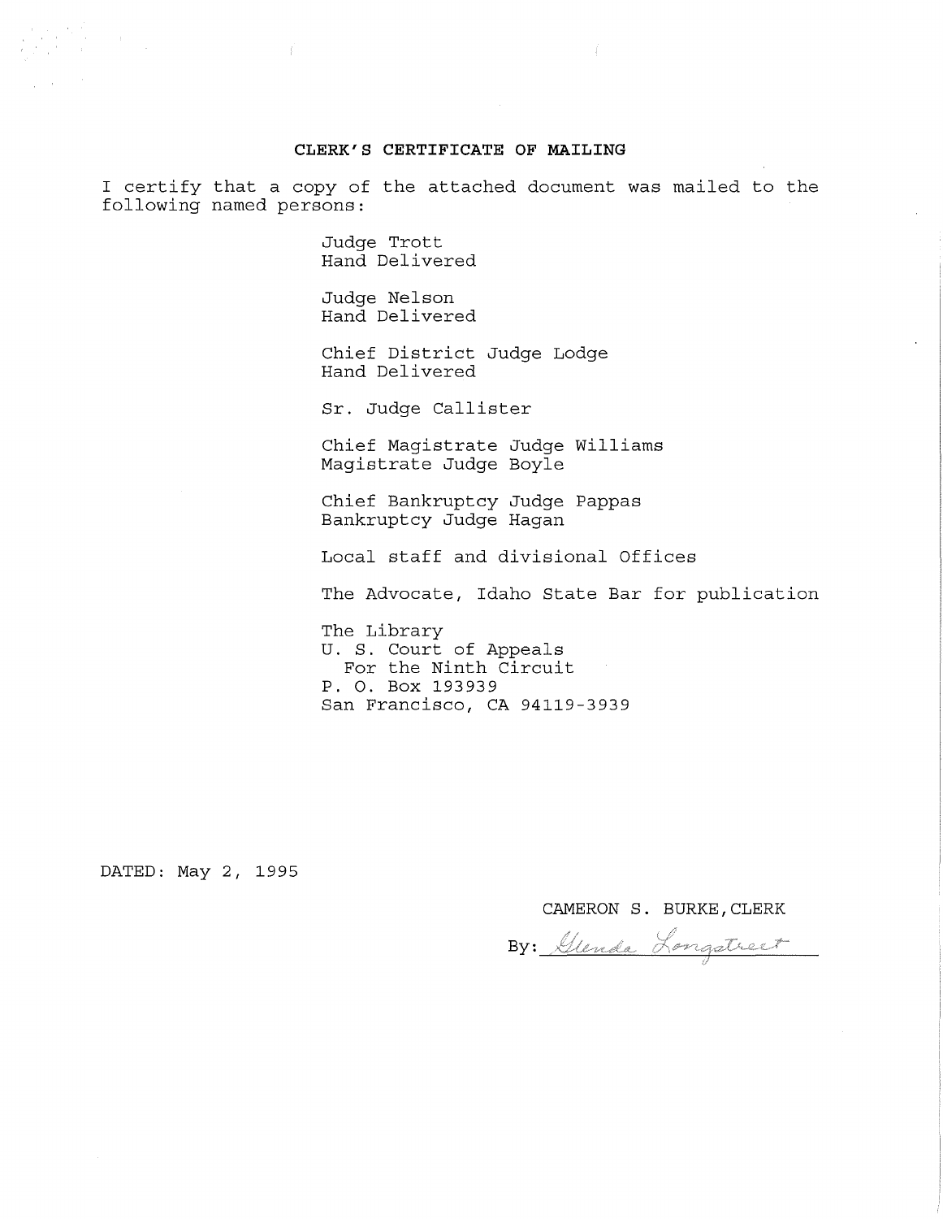## CLERK'S CERTIFICATE OF MAILING

I certify that a copy of the attached document was mailed to the following named persons:

Judge Trott
Hand Delivered

Judge Nelson
Hand Delivered

Chief District Judge Lodge
Hand Delivered

Sr. Judge Callister

Chief Magistrate Judge Williams
Magistrate Judge Boyle

Chief Bankruptcy Judge Pappas
Bankruptcy Judge Hagan

Local staff and divisional Offices

The Advocate, Idaho State Bar for publication

The Library
U. S. Court of Appeals
For the Ninth Circuit
P. O. Box 193939
San Francisco, CA 94119-3939

DATED: May 2, 1995

CAMERON S. BURKE, CLERK

By: Glenda Longstreet